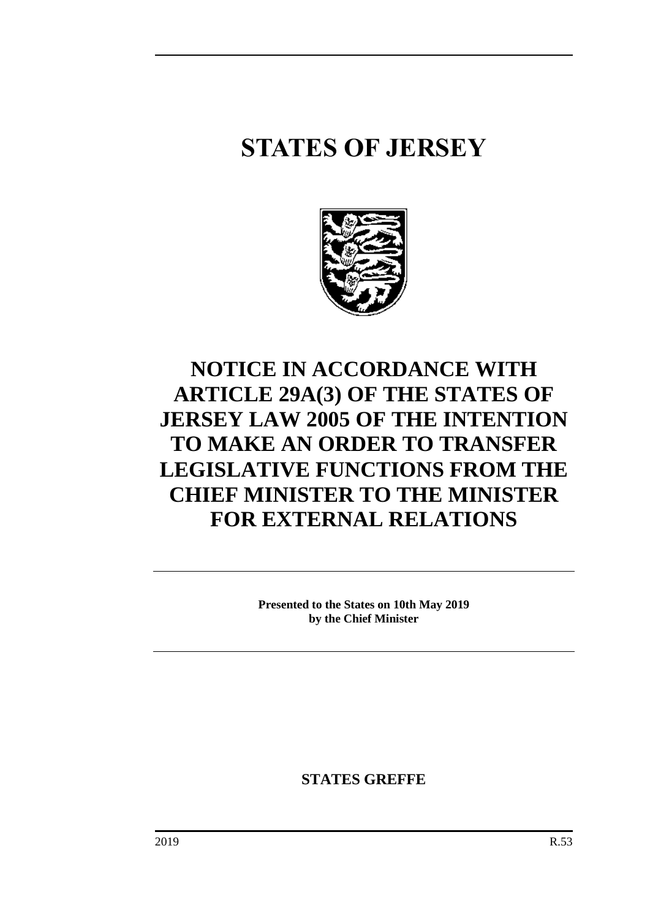# STATES OF JERSEY

# NOTICE IN ACCORDANCE WITH ARTICLE 29A(3) OF THE STATES OF JERSEY LAW 2005 OF THE INTENTION TO MAKE AN ORDER TO TRANSFER LEGISLATIVE FUNCTIONS FROM THE CHIEF MINISTER TO THE MINISTER FOR EXTERNAL RELATIONS

**Presented to the States on 10th May 2019 by the Chief Minister**

**STATES GREFFE**

2019 R.53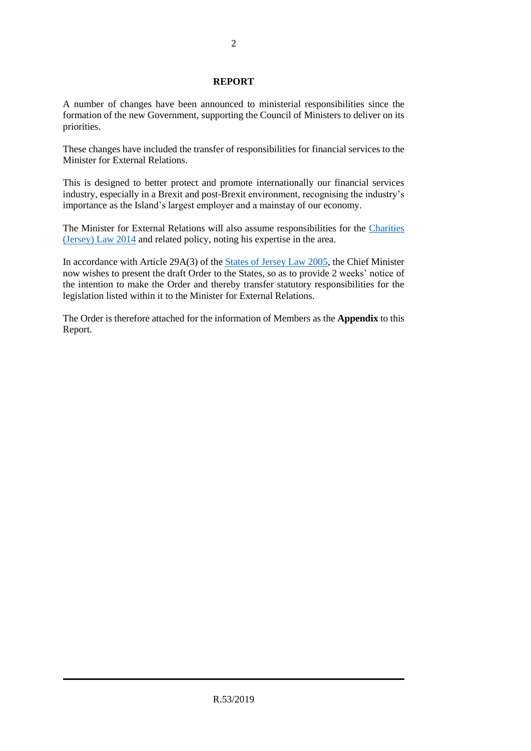## REPORT

A number of changes have been announced to ministerial responsibilities since the formation of the new Government, supporting the Council of Ministers to deliver on its priorities.

These changes have included the transfer of responsibilities for financial services to the Minister for External Relations.

This is designed to better protect and promote internationally our financial services industry, especially in a Brexit and post-Brexit environment, recognising the industry's importance as the Island's largest employer and a mainstay of our economy.

The Minister for External Relations will also assume responsibilities for the Charities (Jersey) Law 2014 and related policy, noting his expertise in the area.

In accordance with Article 29A(3) of the States of Jersey Law 2005, the Chief Minister now wishes to present the draft Order to the States, so as to provide 2 weeks' notice of the intention to make the Order and thereby transfer statutory responsibilities for the legislation listed within it to the Minister for External Relations.

The Order is therefore attached for the information of Members as the **Appendix** to this Report.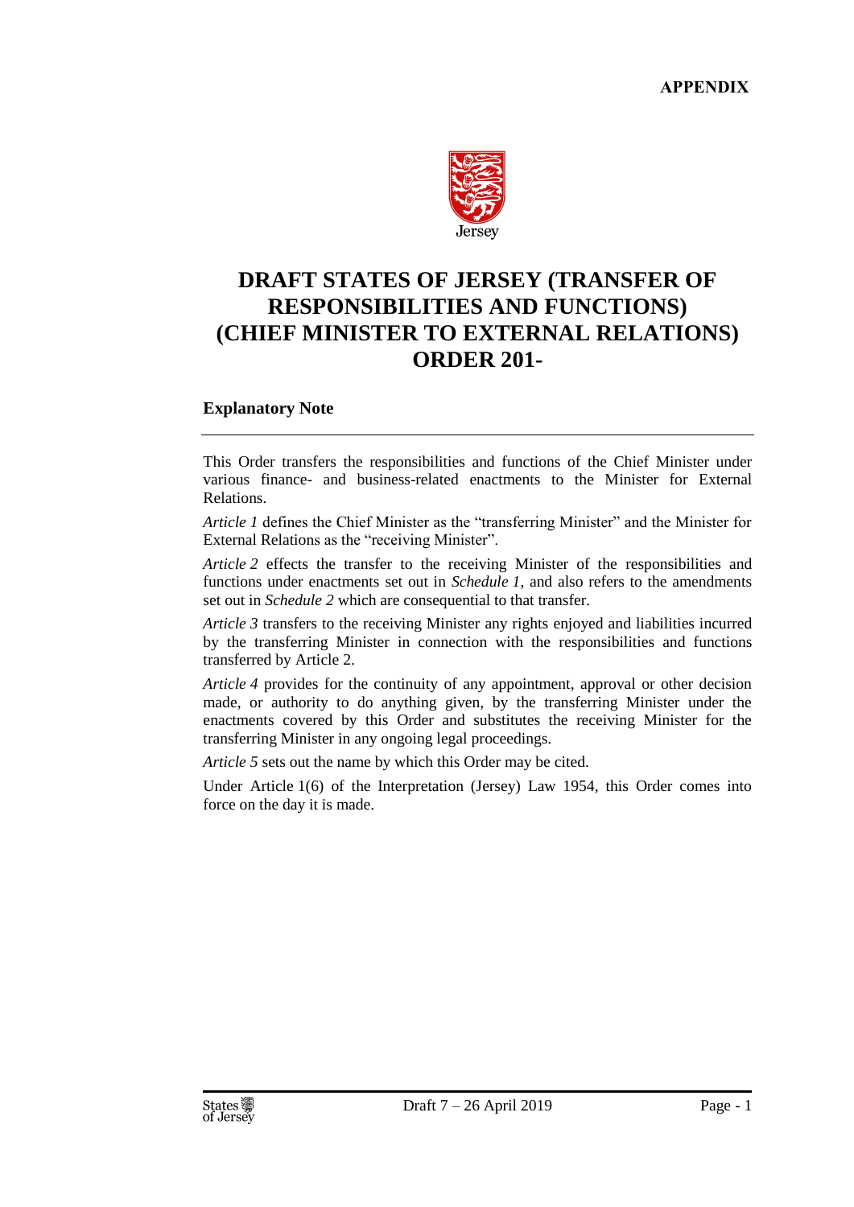**APPENDIX**

# DRAFT STATES OF JERSEY (TRANSFER OF RESPONSIBILITIES AND FUNCTIONS) (CHIEF MINISTER TO EXTERNAL RELATIONS) ORDER 201-

## Explanatory Note

This Order transfers the responsibilities and functions of the Chief Minister under various finance- and business-related enactments to the Minister for External Relations.

*Article 1* defines the Chief Minister as the "transferring Minister" and the Minister for External Relations as the "receiving Minister".

*Article 2* effects the transfer to the receiving Minister of the responsibilities and functions under enactments set out in *Schedule 1*, and also refers to the amendments set out in *Schedule 2* which are consequential to that transfer.

*Article 3* transfers to the receiving Minister any rights enjoyed and liabilities incurred by the transferring Minister in connection with the responsibilities and functions transferred by Article 2.

*Article 4* provides for the continuity of any appointment, approval or other decision made, or authority to do anything given, by the transferring Minister under the enactments covered by this Order and substitutes the receiving Minister for the transferring Minister in any ongoing legal proceedings.

*Article 5* sets out the name by which this Order may be cited.

Under Article 1(6) of the Interpretation (Jersey) Law 1954, this Order comes into force on the day it is made.

Draft 7 – 26 April 2019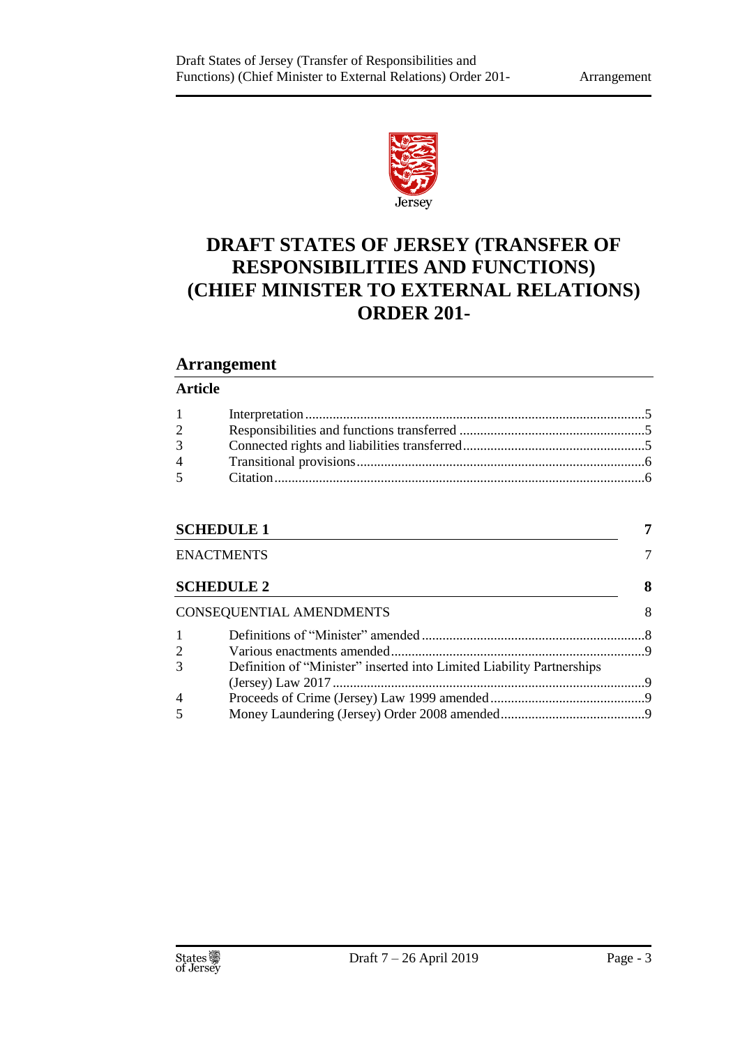# DRAFT STATES OF JERSEY (TRANSFER OF RESPONSIBILITIES AND FUNCTIONS) (CHIEF MINISTER TO EXTERNAL RELATIONS) ORDER 201-

## Arrangement

### Article

| | | |
|---|---|---|
| 1 | Interpretation | 5 |
| 2 | Responsibilities and functions transferred | 5 |
| 3 | Connected rights and liabilities transferred | 5 |
| 4 | Transitional provisions | 6 |
| 5 | Citation | 6 |

**SCHEDULE 1** **7**

ENACTMENTS 7

**SCHEDULE 2** **8**

CONSEQUENTIAL AMENDMENTS 8

| | | |
|---|---|---|
| 1 | Definitions of "Minister" amended | 8 |
| 2 | Various enactments amended | 9 |
| 3 | Definition of "Minister" inserted into Limited Liability Partnerships (Jersey) Law 2017 | 9 |
| 4 | Proceeds of Crime (Jersey) Law 1999 amended | 9 |
| 5 | Money Laundering (Jersey) Order 2008 amended | 9 |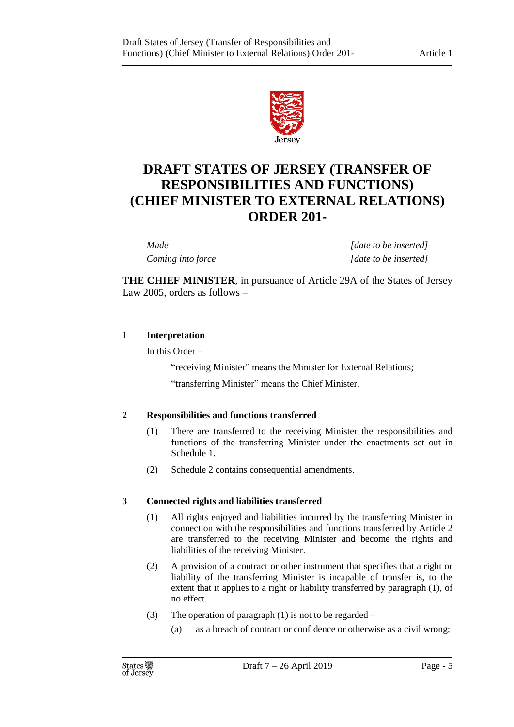# DRAFT STATES OF JERSEY (TRANSFER OF RESPONSIBILITIES AND FUNCTIONS) (CHIEF MINISTER TO EXTERNAL RELATIONS) ORDER 201-

| | |
|---|---|
| *Made* | *[date to be inserted]* |
| *Coming into force* | *[date to be inserted]* |

**THE CHIEF MINISTER**, in pursuance of Article 29A of the States of Jersey Law 2005, orders as follows –

---

### 1 Interpretation

In this Order –

"receiving Minister" means the Minister for External Relations;

"transferring Minister" means the Chief Minister.

### 2 Responsibilities and functions transferred

(1) There are transferred to the receiving Minister the responsibilities and functions of the transferring Minister under the enactments set out in Schedule 1.

(2) Schedule 2 contains consequential amendments.

### 3 Connected rights and liabilities transferred

(1) All rights enjoyed and liabilities incurred by the transferring Minister in connection with the responsibilities and functions transferred by Article 2 are transferred to the receiving Minister and become the rights and liabilities of the receiving Minister.

(2) A provision of a contract or other instrument that specifies that a right or liability of the transferring Minister is incapable of transfer is, to the extent that it applies to a right or liability transferred by paragraph (1), of no effect.

(3) The operation of paragraph (1) is not to be regarded –

(a) as a breach of contract or confidence or otherwise as a civil wrong;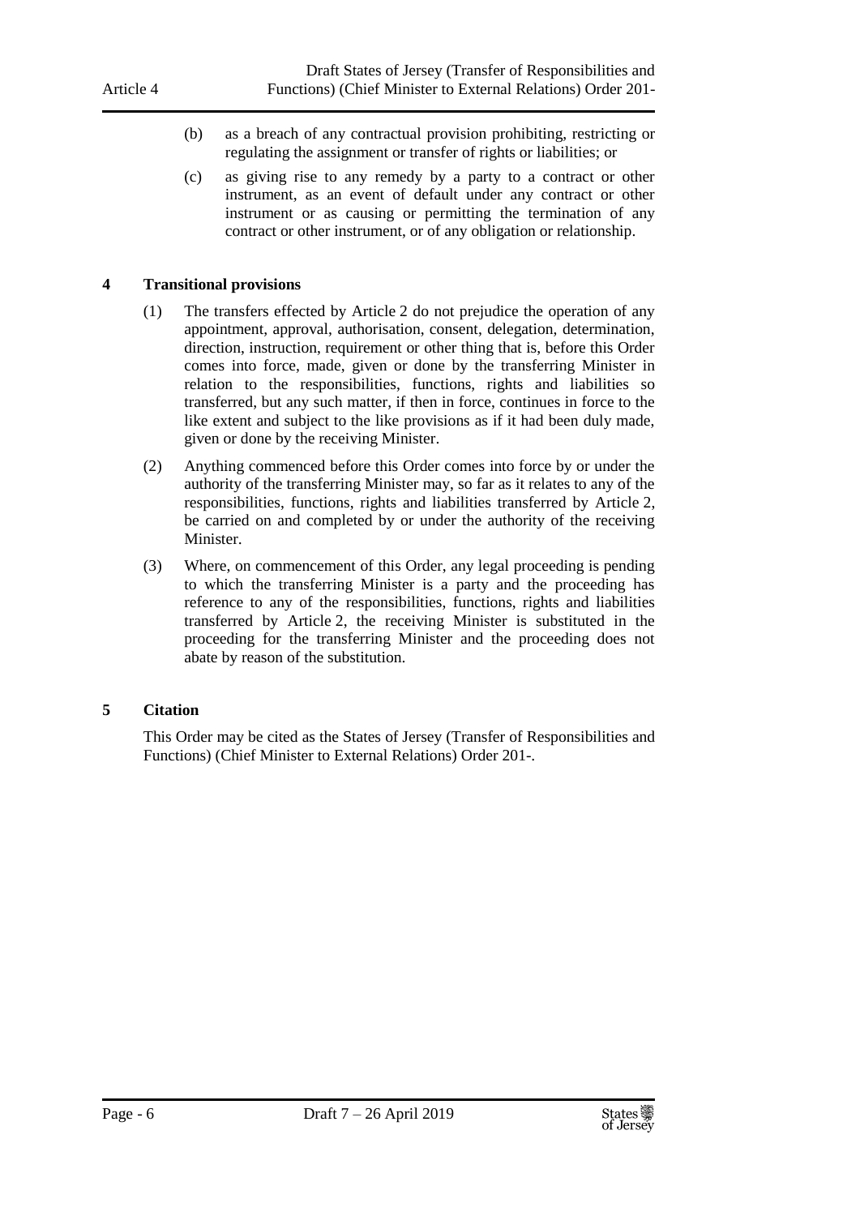(b) as a breach of any contractual provision prohibiting, restricting or regulating the assignment or transfer of rights or liabilities; or

(c) as giving rise to any remedy by a party to a contract or other instrument, as an event of default under any contract or other instrument or as causing or permitting the termination of any contract or other instrument, or of any obligation or relationship.

## 4 Transitional provisions

(1) The transfers effected by Article 2 do not prejudice the operation of any appointment, approval, authorisation, consent, delegation, determination, direction, instruction, requirement or other thing that is, before this Order comes into force, made, given or done by the transferring Minister in relation to the responsibilities, functions, rights and liabilities so transferred, but any such matter, if then in force, continues in force to the like extent and subject to the like provisions as if it had been duly made, given or done by the receiving Minister.

(2) Anything commenced before this Order comes into force by or under the authority of the transferring Minister may, so far as it relates to any of the responsibilities, functions, rights and liabilities transferred by Article 2, be carried on and completed by or under the authority of the receiving Minister.

(3) Where, on commencement of this Order, any legal proceeding is pending to which the transferring Minister is a party and the proceeding has reference to any of the responsibilities, functions, rights and liabilities transferred by Article 2, the receiving Minister is substituted in the proceeding for the transferring Minister and the proceeding does not abate by reason of the substitution.

## 5 Citation

This Order may be cited as the States of Jersey (Transfer of Responsibilities and Functions) (Chief Minister to External Relations) Order 201-.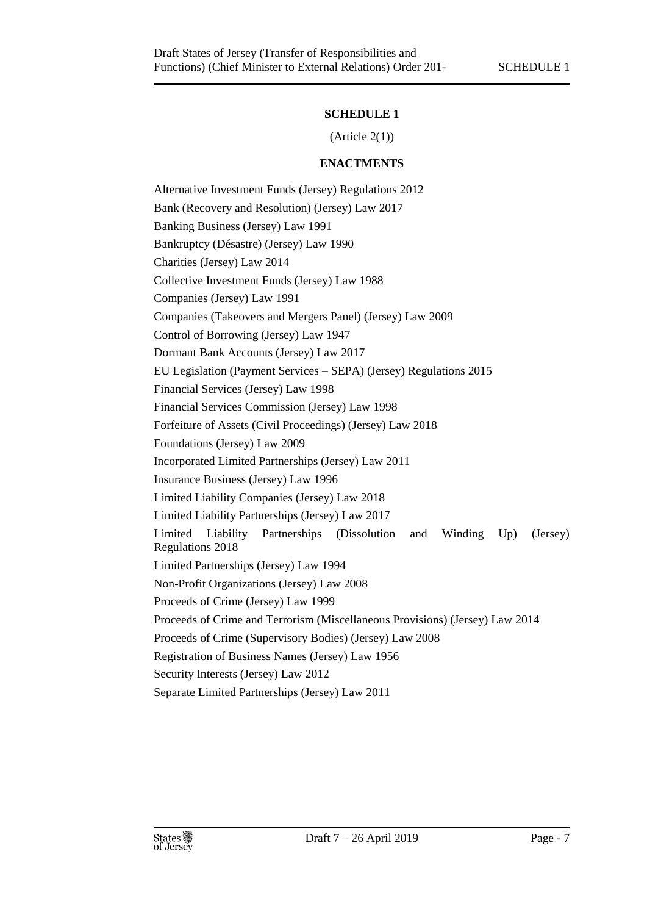## SCHEDULE 1

(Article 2(1))

### ENACTMENTS

Alternative Investment Funds (Jersey) Regulations 2012

Bank (Recovery and Resolution) (Jersey) Law 2017

Banking Business (Jersey) Law 1991

Bankruptcy (Désastre) (Jersey) Law 1990

Charities (Jersey) Law 2014

Collective Investment Funds (Jersey) Law 1988

Companies (Jersey) Law 1991

Companies (Takeovers and Mergers Panel) (Jersey) Law 2009

Control of Borrowing (Jersey) Law 1947

Dormant Bank Accounts (Jersey) Law 2017

EU Legislation (Payment Services – SEPA) (Jersey) Regulations 2015

Financial Services (Jersey) Law 1998

Financial Services Commission (Jersey) Law 1998

Forfeiture of Assets (Civil Proceedings) (Jersey) Law 2018

Foundations (Jersey) Law 2009

Incorporated Limited Partnerships (Jersey) Law 2011

Insurance Business (Jersey) Law 1996

Limited Liability Companies (Jersey) Law 2018

Limited Liability Partnerships (Jersey) Law 2017

Limited Liability Partnerships (Dissolution and Winding Up) (Jersey) Regulations 2018

Limited Partnerships (Jersey) Law 1994

Non-Profit Organizations (Jersey) Law 2008

Proceeds of Crime (Jersey) Law 1999

Proceeds of Crime and Terrorism (Miscellaneous Provisions) (Jersey) Law 2014

Proceeds of Crime (Supervisory Bodies) (Jersey) Law 2008

Registration of Business Names (Jersey) Law 1956

Security Interests (Jersey) Law 2012

Separate Limited Partnerships (Jersey) Law 2011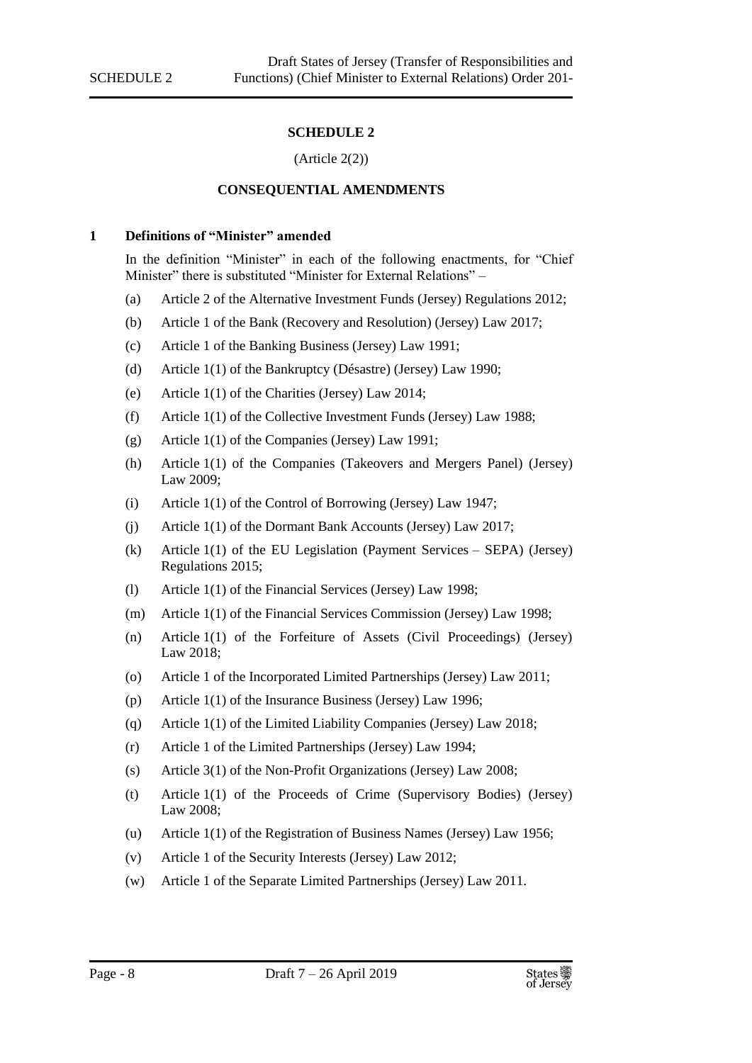## SCHEDULE 2

(Article 2(2))

### CONSEQUENTIAL AMENDMENTS

**1 Definitions of "Minister" amended**

In the definition "Minister" in each of the following enactments, for "Chief Minister" there is substituted "Minister for External Relations" –

(a) Article 2 of the Alternative Investment Funds (Jersey) Regulations 2012;

(b) Article 1 of the Bank (Recovery and Resolution) (Jersey) Law 2017;

(c) Article 1 of the Banking Business (Jersey) Law 1991;

(d) Article 1(1) of the Bankruptcy (Désastre) (Jersey) Law 1990;

(e) Article 1(1) of the Charities (Jersey) Law 2014;

(f) Article 1(1) of the Collective Investment Funds (Jersey) Law 1988;

(g) Article 1(1) of the Companies (Jersey) Law 1991;

(h) Article 1(1) of the Companies (Takeovers and Mergers Panel) (Jersey) Law 2009;

(i) Article 1(1) of the Control of Borrowing (Jersey) Law 1947;

(j) Article 1(1) of the Dormant Bank Accounts (Jersey) Law 2017;

(k) Article 1(1) of the EU Legislation (Payment Services – SEPA) (Jersey) Regulations 2015;

(l) Article 1(1) of the Financial Services (Jersey) Law 1998;

(m) Article 1(1) of the Financial Services Commission (Jersey) Law 1998;

(n) Article 1(1) of the Forfeiture of Assets (Civil Proceedings) (Jersey) Law 2018;

(o) Article 1 of the Incorporated Limited Partnerships (Jersey) Law 2011;

(p) Article 1(1) of the Insurance Business (Jersey) Law 1996;

(q) Article 1(1) of the Limited Liability Companies (Jersey) Law 2018;

(r) Article 1 of the Limited Partnerships (Jersey) Law 1994;

(s) Article 3(1) of the Non-Profit Organizations (Jersey) Law 2008;

(t) Article 1(1) of the Proceeds of Crime (Supervisory Bodies) (Jersey) Law 2008;

(u) Article 1(1) of the Registration of Business Names (Jersey) Law 1956;

(v) Article 1 of the Security Interests (Jersey) Law 2012;

(w) Article 1 of the Separate Limited Partnerships (Jersey) Law 2011.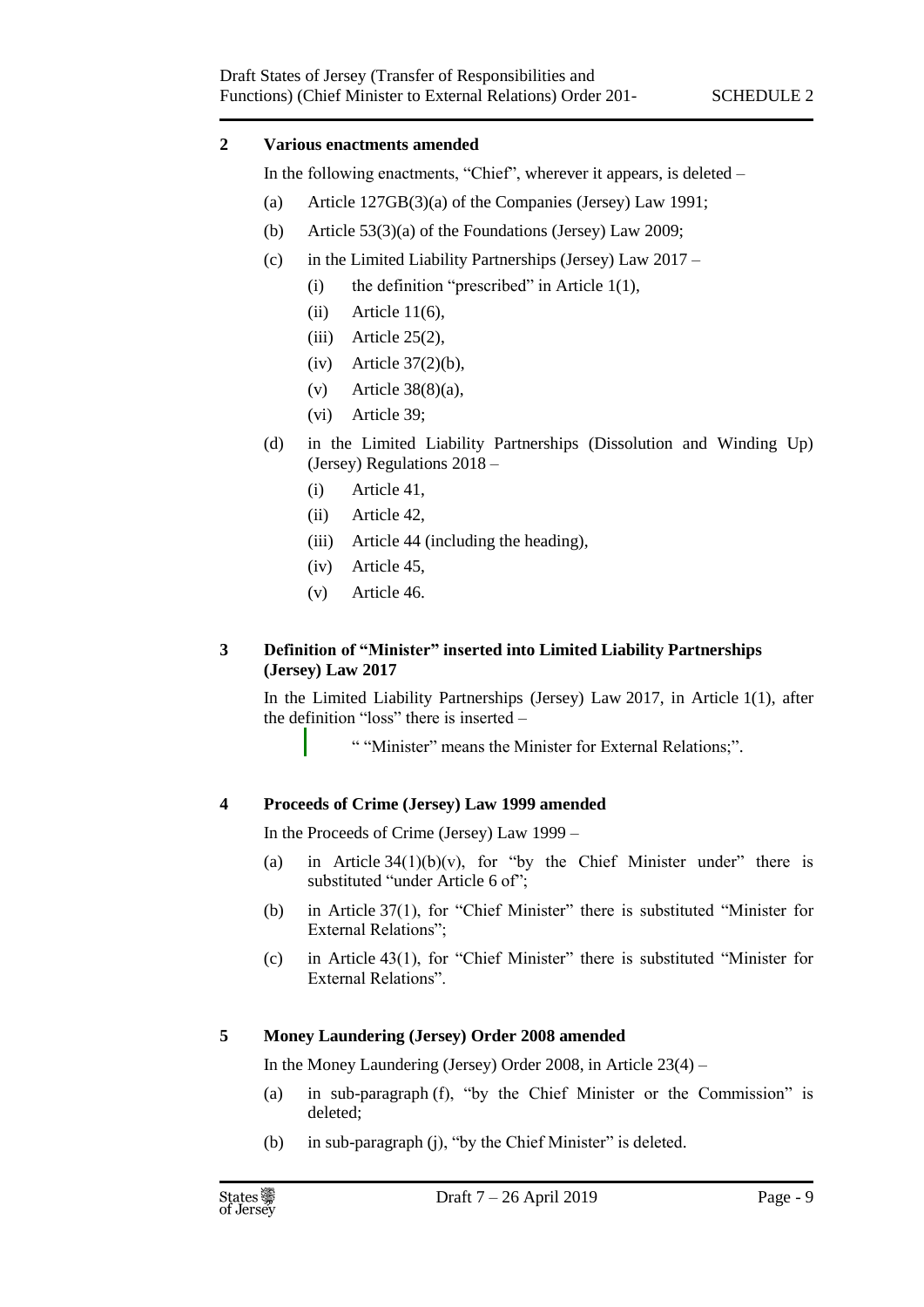## 2 Various enactments amended

In the following enactments, "Chief", wherever it appears, is deleted –

(a) Article 127GB(3)(a) of the Companies (Jersey) Law 1991;

(b) Article 53(3)(a) of the Foundations (Jersey) Law 2009;

(c) in the Limited Liability Partnerships (Jersey) Law 2017 –

  (i) the definition "prescribed" in Article 1(1),

  (ii) Article 11(6),

  (iii) Article 25(2),

  (iv) Article 37(2)(b),

  (v) Article 38(8)(a),

  (vi) Article 39;

(d) in the Limited Liability Partnerships (Dissolution and Winding Up) (Jersey) Regulations 2018 –

  (i) Article 41,

  (ii) Article 42,

  (iii) Article 44 (including the heading),

  (iv) Article 45,

  (v) Article 46.

## 3 Definition of "Minister" inserted into Limited Liability Partnerships (Jersey) Law 2017

In the Limited Liability Partnerships (Jersey) Law 2017, in Article 1(1), after the definition "loss" there is inserted –

> " "Minister" means the Minister for External Relations;".

## 4 Proceeds of Crime (Jersey) Law 1999 amended

In the Proceeds of Crime (Jersey) Law 1999 –

(a) in Article 34(1)(b)(v), for "by the Chief Minister under" there is substituted "under Article 6 of";

(b) in Article 37(1), for "Chief Minister" there is substituted "Minister for External Relations";

(c) in Article 43(1), for "Chief Minister" there is substituted "Minister for External Relations".

## 5 Money Laundering (Jersey) Order 2008 amended

In the Money Laundering (Jersey) Order 2008, in Article 23(4) –

(a) in sub-paragraph (f), "by the Chief Minister or the Commission" is deleted;

(b) in sub-paragraph (j), "by the Chief Minister" is deleted.